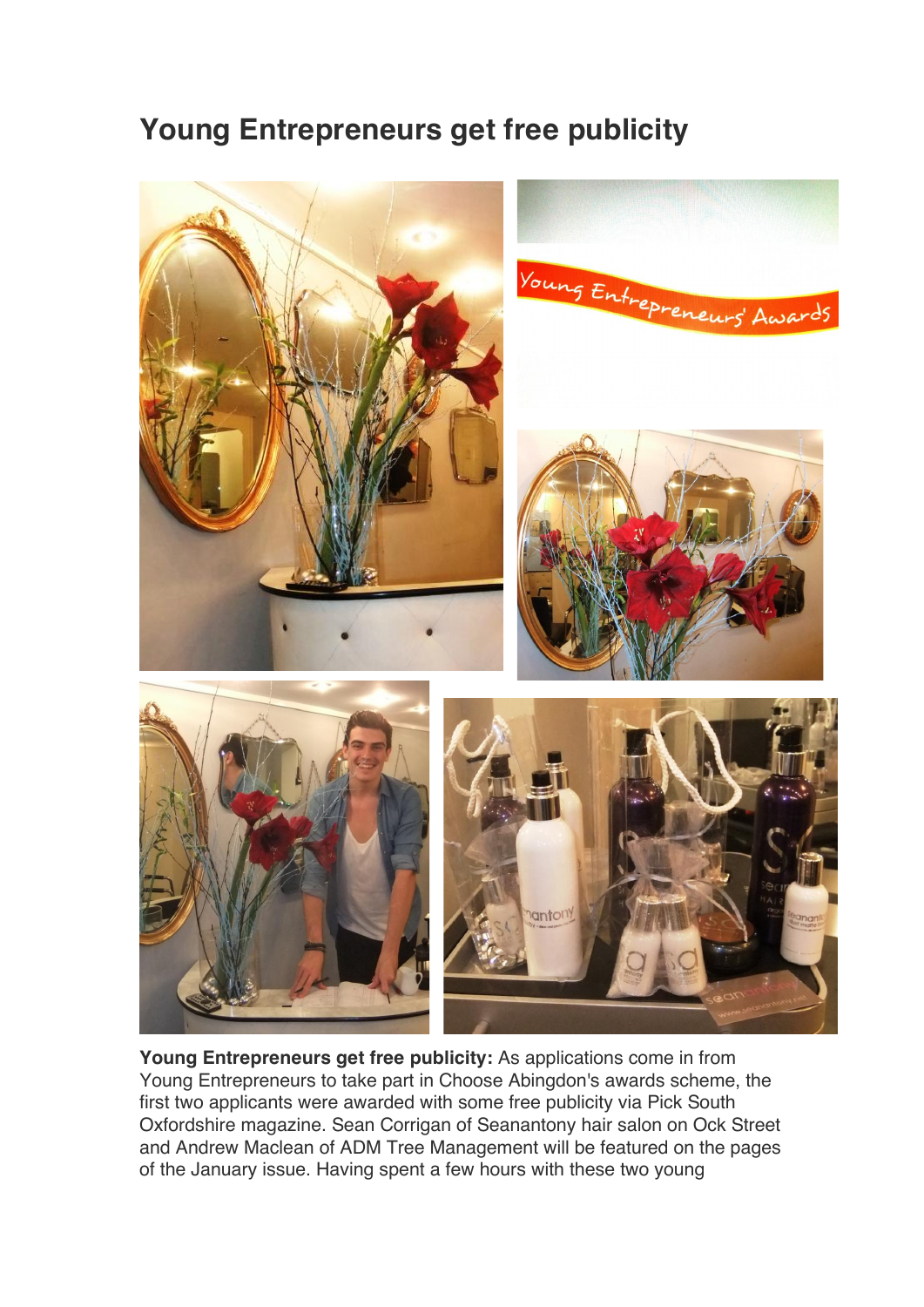# Young Entrepreneurs get free publicity

**Young Entrepreneurs get free publicity:** As applications come in from Young Entrepreneurs to take part in Choose Abingdon's awards scheme, the first two applicants were awarded with some free publicity via Pick South Oxfordshire magazine. Sean Corrigan of Seanantony hair salon on Ock Street and Andrew Maclean of ADM Tree Management will be featured on the pages of the January issue. Having spent a few hours with these two young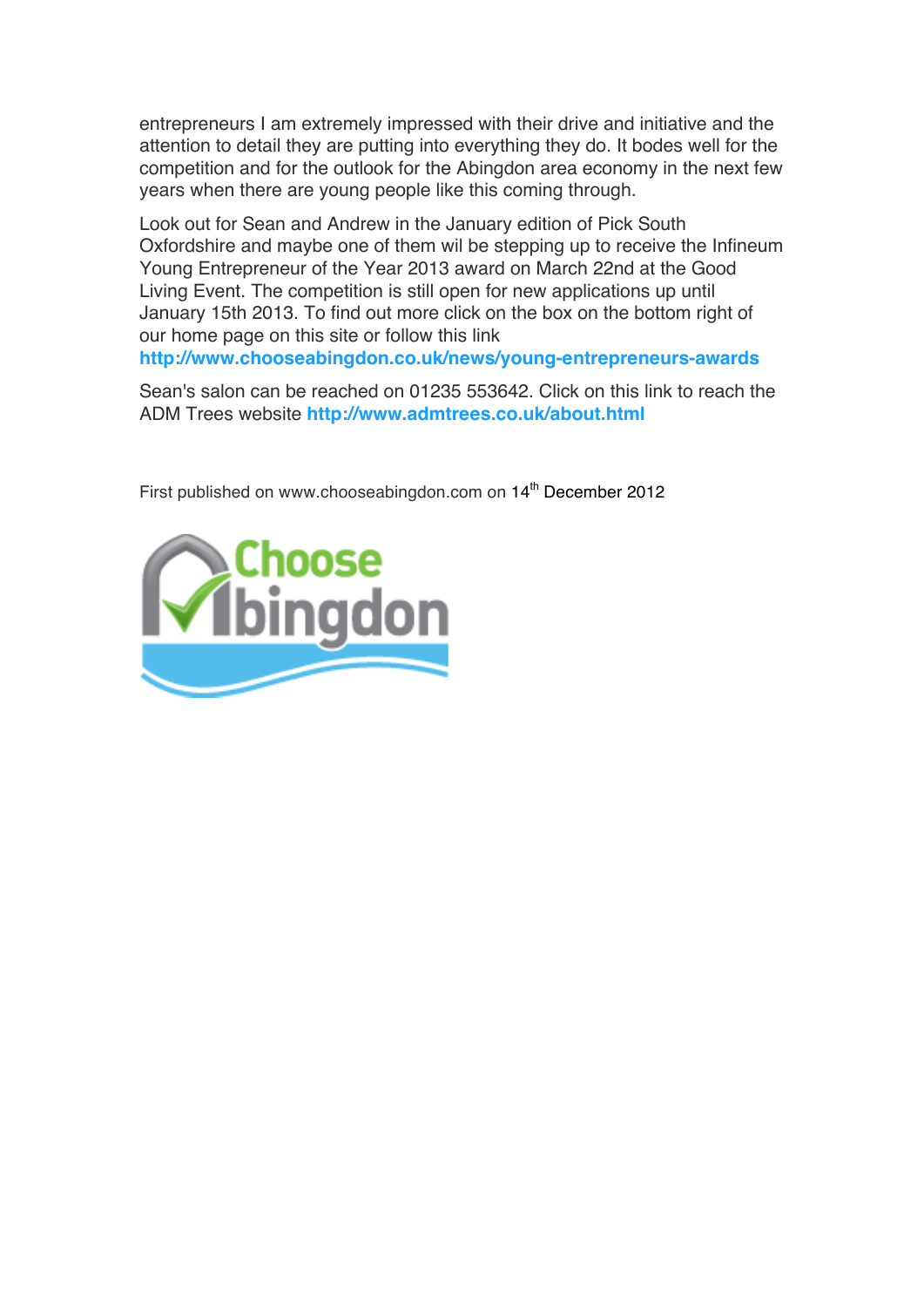entrepreneurs I am extremely impressed with their drive and initiative and the attention to detail they are putting into everything they do. It bodes well for the competition and for the outlook for the Abingdon area economy in the next few years when there are young people like this coming through.

Look out for Sean and Andrew in the January edition of Pick South Oxfordshire and maybe one of them wil be stepping up to receive the Infineum Young Entrepreneur of the Year 2013 award on March 22nd at the Good Living Event. The competition is still open for new applications up until January 15th 2013. To find out more click on the box on the bottom right of our home page on this site or follow this link **http://www.chooseabingdon.co.uk/news/young-entrepreneurs-awards**

Sean's salon can be reached on 01235 553642. Click on this link to reach the ADM Trees website **http://www.admtrees.co.uk/about.html**

First published on www.chooseabingdon.com on 14th December 2012

Choose Abingdon